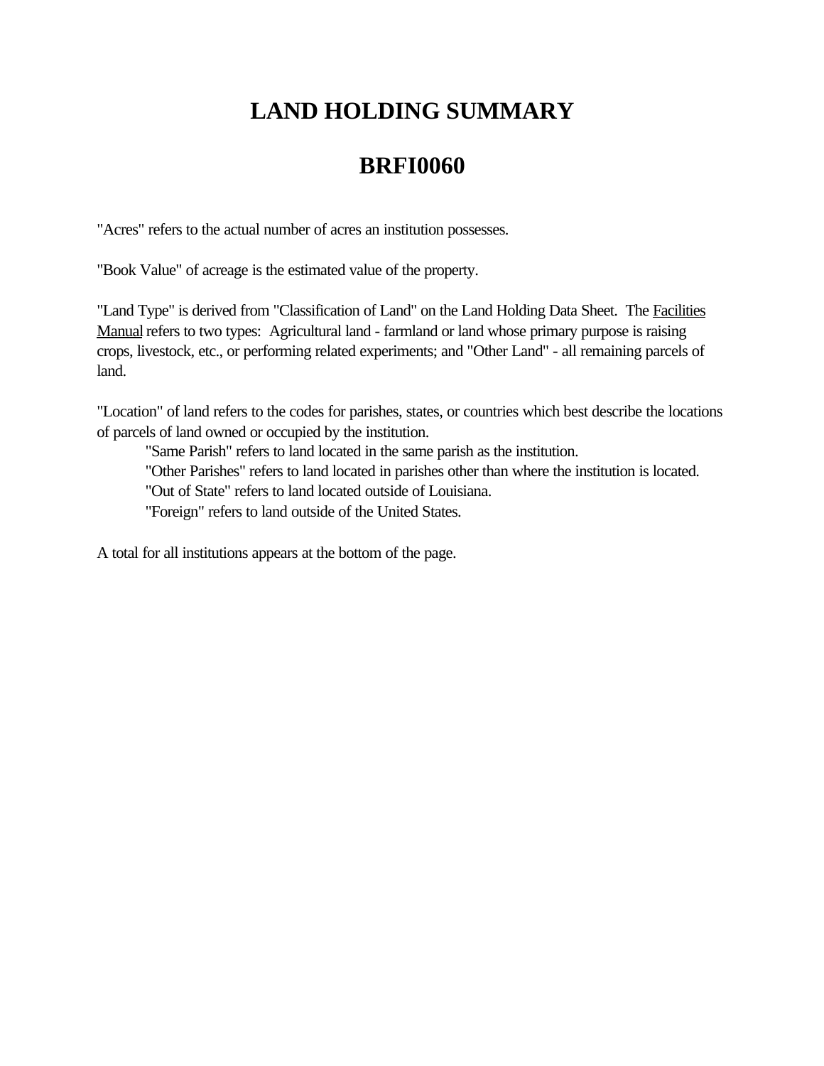# LAND HOLDING SUMMARY

# BRFI0060

"Acres" refers to the actual number of acres an institution possesses.

"Book Value" of acreage is the estimated value of the property.

"Land Type" is derived from "Classification of Land" on the Land Holding Data Sheet. The Facilities Manual refers to two types: Agricultural land - farmland or land whose primary purpose is raising crops, livestock, etc., or performing related experiments; and "Other Land" - all remaining parcels of land.

"Location" of land refers to the codes for parishes, states, or countries which best describe the locations of parcels of land owned or occupied by the institution.

- "Same Parish" refers to land located in the same parish as the institution.
- "Other Parishes" refers to land located in parishes other than where the institution is located.
- "Out of State" refers to land located outside of Louisiana.
- "Foreign" refers to land outside of the United States.

A total for all institutions appears at the bottom of the page.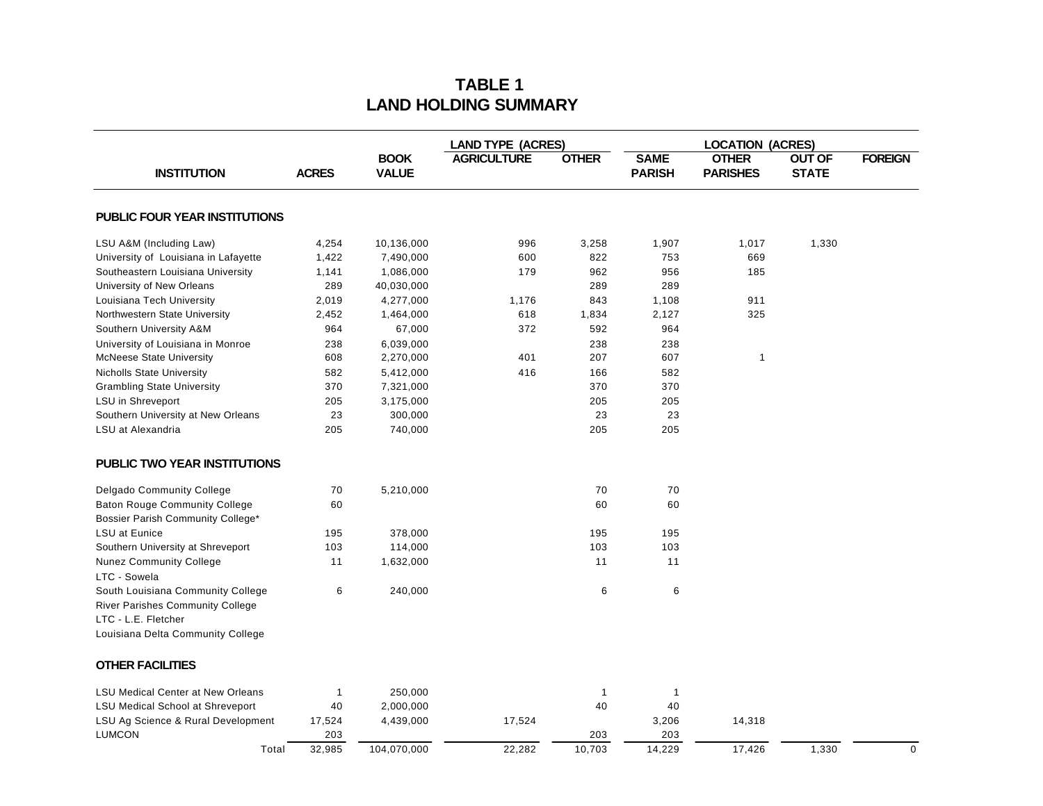# TABLE 1
# LAND HOLDING SUMMARY

| INSTITUTION | ACRES | BOOK VALUE | LAND TYPE (ACRES) AGRICULTURE | OTHER | LOCATION (ACRES) SAME PARISH | OTHER PARISHES | OUT OF STATE | FOREIGN |
|---|---|---|---|---|---|---|---|---|
| **PUBLIC FOUR YEAR INSTITUTIONS** | | | | | | | | |
| LSU A&M (Including Law) | 4,254 | 10,136,000 | 996 | 3,258 | 1,907 | 1,017 | 1,330 | |
| University of Louisiana in Lafayette | 1,422 | 7,490,000 | 600 | 822 | 753 | 669 | | |
| Southeastern Louisiana University | 1,141 | 1,086,000 | 179 | 962 | 956 | 185 | | |
| University of New Orleans | 289 | 40,030,000 | | 289 | 289 | | | |
| Louisiana Tech University | 2,019 | 4,277,000 | 1,176 | 843 | 1,108 | 911 | | |
| Northwestern State University | 2,452 | 1,464,000 | 618 | 1,834 | 2,127 | 325 | | |
| Southern University A&M | 964 | 67,000 | 372 | 592 | 964 | | | |
| University of Louisiana in Monroe | 238 | 6,039,000 | | 238 | 238 | | | |
| McNeese State University | 608 | 2,270,000 | 401 | 207 | 607 | 1 | | |
| Nicholls State University | 582 | 5,412,000 | 416 | 166 | 582 | | | |
| Grambling State University | 370 | 7,321,000 | | 370 | 370 | | | |
| LSU in Shreveport | 205 | 3,175,000 | | 205 | 205 | | | |
| Southern University at New Orleans | 23 | 300,000 | | 23 | 23 | | | |
| LSU at Alexandria | 205 | 740,000 | | 205 | 205 | | | |
| **PUBLIC TWO YEAR INSTITUTIONS** | | | | | | | | |
| Delgado Community College | 70 | 5,210,000 | | 70 | 70 | | | |
| Baton Rouge Community College | 60 | | | 60 | 60 | | | |
| Bossier Parish Community College* | | | | | | | | |
| LSU at Eunice | 195 | 378,000 | | 195 | 195 | | | |
| Southern University at Shreveport | 103 | 114,000 | | 103 | 103 | | | |
| Nunez Community College | 11 | 1,632,000 | | 11 | 11 | | | |
| LTC - Sowela | | | | | | | | |
| South Louisiana Community College | 6 | 240,000 | | 6 | 6 | | | |
| River Parishes Community College | | | | | | | | |
| LTC - L.E. Fletcher | | | | | | | | |
| Louisiana Delta Community College | | | | | | | | |
| **OTHER FACILITIES** | | | | | | | | |
| LSU Medical Center at New Orleans | 1 | 250,000 | | 1 | 1 | | | |
| LSU Medical School at Shreveport | 40 | 2,000,000 | | 40 | 40 | | | |
| LSU Ag Science & Rural Development | 17,524 | 4,439,000 | 17,524 | | 3,206 | 14,318 | | |
| LUMCON | 203 | | | 203 | 203 | | | |
| Total | 32,985 | 104,070,000 | 22,282 | 10,703 | 14,229 | 17,426 | 1,330 | 0 |